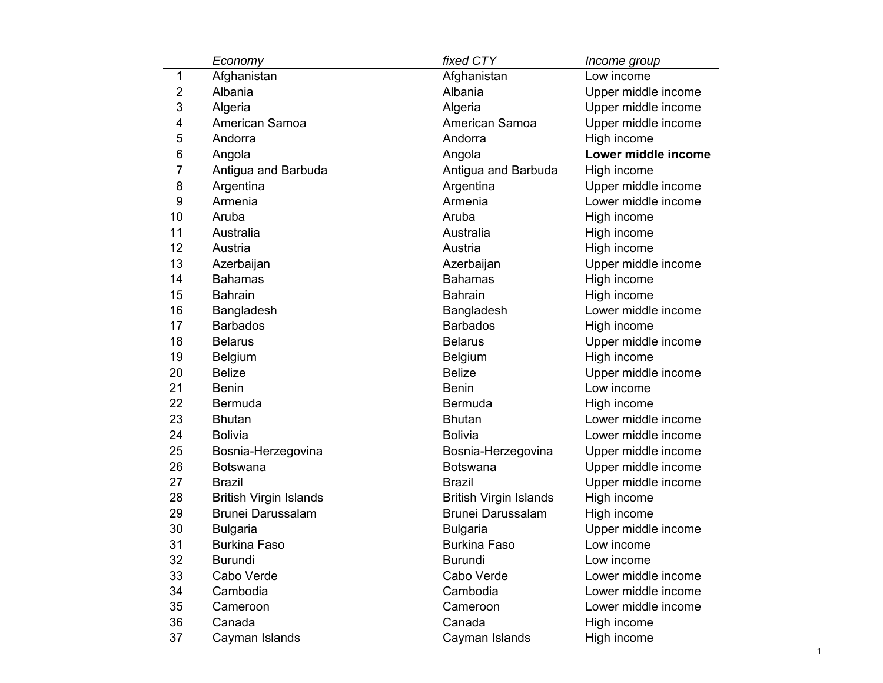|  | *Economy* | *fixed CTY* | *Income group* |
|---|---|---|---|
| 1 | Afghanistan | Afghanistan | Low income |
| 2 | Albania | Albania | Upper middle income |
| 3 | Algeria | Algeria | Upper middle income |
| 4 | American Samoa | American Samoa | Upper middle income |
| 5 | Andorra | Andorra | High income |
| 6 | Angola | Angola | **Lower middle income** |
| 7 | Antigua and Barbuda | Antigua and Barbuda | High income |
| 8 | Argentina | Argentina | Upper middle income |
| 9 | Armenia | Armenia | Lower middle income |
| 10 | Aruba | Aruba | High income |
| 11 | Australia | Australia | High income |
| 12 | Austria | Austria | High income |
| 13 | Azerbaijan | Azerbaijan | Upper middle income |
| 14 | Bahamas | Bahamas | High income |
| 15 | Bahrain | Bahrain | High income |
| 16 | Bangladesh | Bangladesh | Lower middle income |
| 17 | Barbados | Barbados | High income |
| 18 | Belarus | Belarus | Upper middle income |
| 19 | Belgium | Belgium | High income |
| 20 | Belize | Belize | Upper middle income |
| 21 | Benin | Benin | Low income |
| 22 | Bermuda | Bermuda | High income |
| 23 | Bhutan | Bhutan | Lower middle income |
| 24 | Bolivia | Bolivia | Lower middle income |
| 25 | Bosnia-Herzegovina | Bosnia-Herzegovina | Upper middle income |
| 26 | Botswana | Botswana | Upper middle income |
| 27 | Brazil | Brazil | Upper middle income |
| 28 | British Virgin Islands | British Virgin Islands | High income |
| 29 | Brunei Darussalam | Brunei Darussalam | High income |
| 30 | Bulgaria | Bulgaria | Upper middle income |
| 31 | Burkina Faso | Burkina Faso | Low income |
| 32 | Burundi | Burundi | Low income |
| 33 | Cabo Verde | Cabo Verde | Lower middle income |
| 34 | Cambodia | Cambodia | Lower middle income |
| 35 | Cameroon | Cameroon | Lower middle income |
| 36 | Canada | Canada | High income |
| 37 | Cayman Islands | Cayman Islands | High income |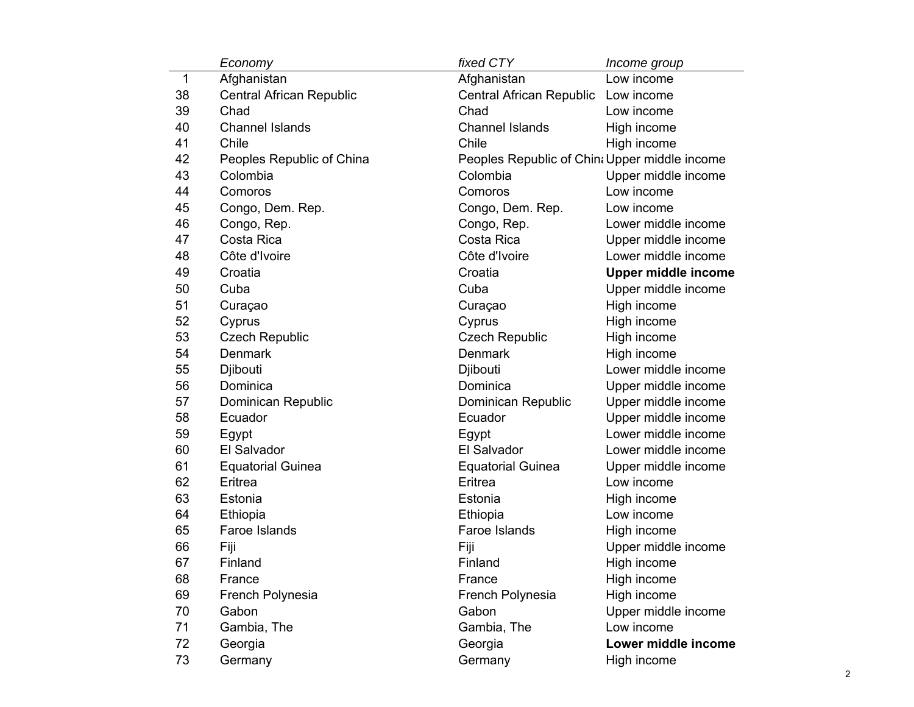| | *Economy* | *fixed CTY* | *Income group* |
|---|---|---|---|
| 1 | Afghanistan | Afghanistan | Low income |
| 38 | Central African Republic | Central African Republic | Low income |
| 39 | Chad | Chad | Low income |
| 40 | Channel Islands | Channel Islands | High income |
| 41 | Chile | Chile | High income |
| 42 | Peoples Republic of China | Peoples Republic of China | Upper middle income |
| 43 | Colombia | Colombia | Upper middle income |
| 44 | Comoros | Comoros | Low income |
| 45 | Congo, Dem. Rep. | Congo, Dem. Rep. | Low income |
| 46 | Congo, Rep. | Congo, Rep. | Lower middle income |
| 47 | Costa Rica | Costa Rica | Upper middle income |
| 48 | Côte d'Ivoire | Côte d'Ivoire | Lower middle income |
| 49 | Croatia | Croatia | **Upper middle income** |
| 50 | Cuba | Cuba | Upper middle income |
| 51 | Curaçao | Curaçao | High income |
| 52 | Cyprus | Cyprus | High income |
| 53 | Czech Republic | Czech Republic | High income |
| 54 | Denmark | Denmark | High income |
| 55 | Djibouti | Djibouti | Lower middle income |
| 56 | Dominica | Dominica | Upper middle income |
| 57 | Dominican Republic | Dominican Republic | Upper middle income |
| 58 | Ecuador | Ecuador | Upper middle income |
| 59 | Egypt | Egypt | Lower middle income |
| 60 | El Salvador | El Salvador | Lower middle income |
| 61 | Equatorial Guinea | Equatorial Guinea | Upper middle income |
| 62 | Eritrea | Eritrea | Low income |
| 63 | Estonia | Estonia | High income |
| 64 | Ethiopia | Ethiopia | Low income |
| 65 | Faroe Islands | Faroe Islands | High income |
| 66 | Fiji | Fiji | Upper middle income |
| 67 | Finland | Finland | High income |
| 68 | France | France | High income |
| 69 | French Polynesia | French Polynesia | High income |
| 70 | Gabon | Gabon | Upper middle income |
| 71 | Gambia, The | Gambia, The | Low income |
| 72 | Georgia | Georgia | **Lower middle income** |
| 73 | Germany | Germany | High income |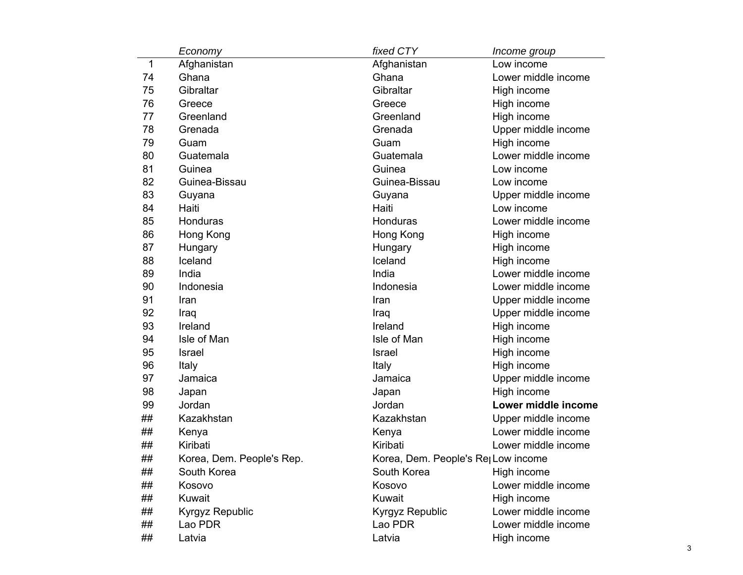| | *Economy* | *fixed CTY* | *Income group* |
|---|---|---|---|
| 1 | Afghanistan | Afghanistan | Low income |
| 74 | Ghana | Ghana | Lower middle income |
| 75 | Gibraltar | Gibraltar | High income |
| 76 | Greece | Greece | High income |
| 77 | Greenland | Greenland | High income |
| 78 | Grenada | Grenada | Upper middle income |
| 79 | Guam | Guam | High income |
| 80 | Guatemala | Guatemala | Lower middle income |
| 81 | Guinea | Guinea | Low income |
| 82 | Guinea-Bissau | Guinea-Bissau | Low income |
| 83 | Guyana | Guyana | Upper middle income |
| 84 | Haiti | Haiti | Low income |
| 85 | Honduras | Honduras | Lower middle income |
| 86 | Hong Kong | Hong Kong | High income |
| 87 | Hungary | Hungary | High income |
| 88 | Iceland | Iceland | High income |
| 89 | India | India | Lower middle income |
| 90 | Indonesia | Indonesia | Lower middle income |
| 91 | Iran | Iran | Upper middle income |
| 92 | Iraq | Iraq | Upper middle income |
| 93 | Ireland | Ireland | High income |
| 94 | Isle of Man | Isle of Man | High income |
| 95 | Israel | Israel | High income |
| 96 | Italy | Italy | High income |
| 97 | Jamaica | Jamaica | Upper middle income |
| 98 | Japan | Japan | High income |
| 99 | Jordan | Jordan | **Lower middle income** |
| ## | Kazakhstan | Kazakhstan | Upper middle income |
| ## | Kenya | Kenya | Lower middle income |
| ## | Kiribati | Kiribati | Lower middle income |
| ## | Korea, Dem. People's Rep. | Korea, Dem. People's Re | Low income |
| ## | South Korea | South Korea | High income |
| ## | Kosovo | Kosovo | Lower middle income |
| ## | Kuwait | Kuwait | High income |
| ## | Kyrgyz Republic | Kyrgyz Republic | Lower middle income |
| ## | Lao PDR | Lao PDR | Lower middle income |
| ## | Latvia | Latvia | High income |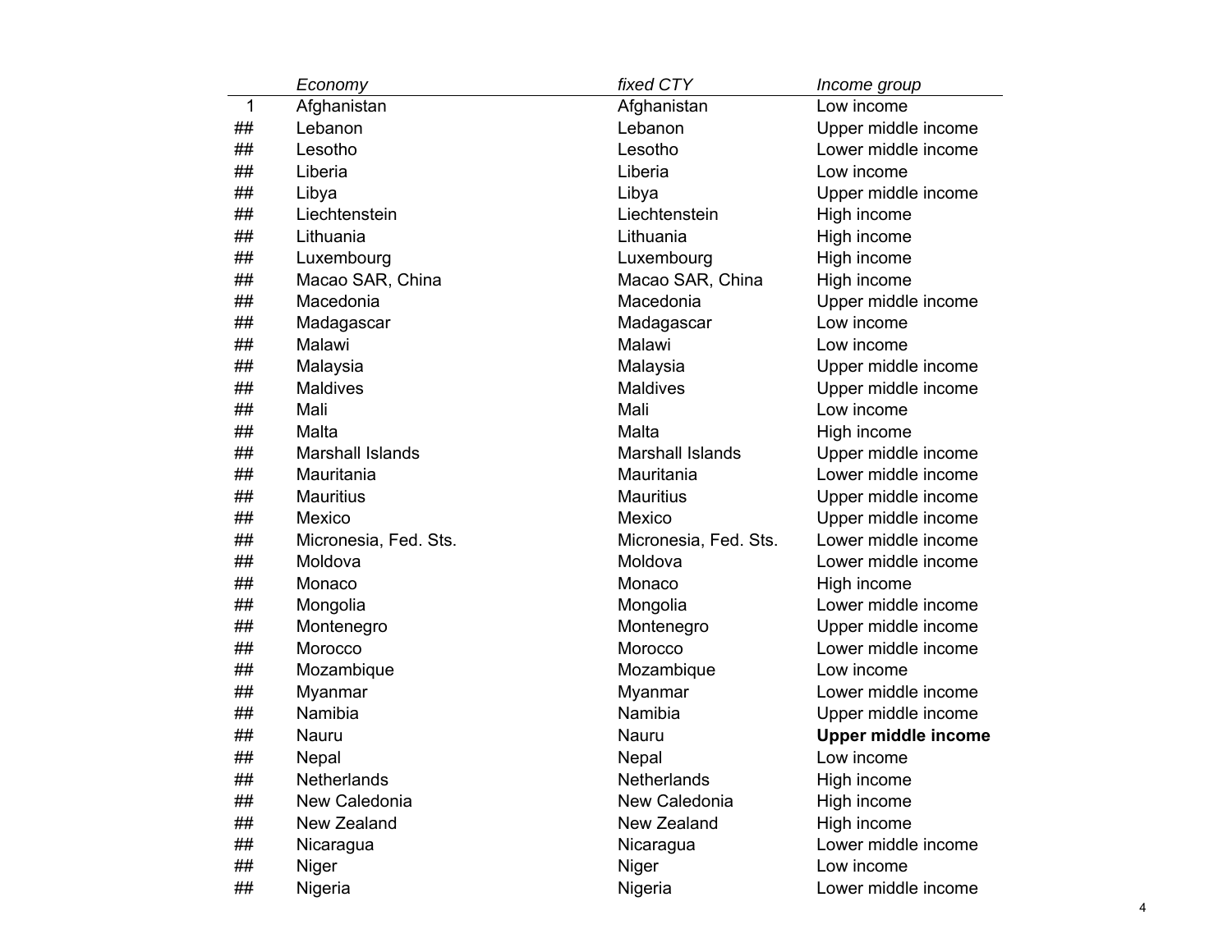|  | *Economy* | *fixed CTY* | *Income group* |
|---|---|---|---|
| 1 | Afghanistan | Afghanistan | Low income |
| ## | Lebanon | Lebanon | Upper middle income |
| ## | Lesotho | Lesotho | Lower middle income |
| ## | Liberia | Liberia | Low income |
| ## | Libya | Libya | Upper middle income |
| ## | Liechtenstein | Liechtenstein | High income |
| ## | Lithuania | Lithuania | High income |
| ## | Luxembourg | Luxembourg | High income |
| ## | Macao SAR, China | Macao SAR, China | High income |
| ## | Macedonia | Macedonia | Upper middle income |
| ## | Madagascar | Madagascar | Low income |
| ## | Malawi | Malawi | Low income |
| ## | Malaysia | Malaysia | Upper middle income |
| ## | Maldives | Maldives | Upper middle income |
| ## | Mali | Mali | Low income |
| ## | Malta | Malta | High income |
| ## | Marshall Islands | Marshall Islands | Upper middle income |
| ## | Mauritania | Mauritania | Lower middle income |
| ## | Mauritius | Mauritius | Upper middle income |
| ## | Mexico | Mexico | Upper middle income |
| ## | Micronesia, Fed. Sts. | Micronesia, Fed. Sts. | Lower middle income |
| ## | Moldova | Moldova | Lower middle income |
| ## | Monaco | Monaco | High income |
| ## | Mongolia | Mongolia | Lower middle income |
| ## | Montenegro | Montenegro | Upper middle income |
| ## | Morocco | Morocco | Lower middle income |
| ## | Mozambique | Mozambique | Low income |
| ## | Myanmar | Myanmar | Lower middle income |
| ## | Namibia | Namibia | Upper middle income |
| ## | Nauru | Nauru | **Upper middle income** |
| ## | Nepal | Nepal | Low income |
| ## | Netherlands | Netherlands | High income |
| ## | New Caledonia | New Caledonia | High income |
| ## | New Zealand | New Zealand | High income |
| ## | Nicaragua | Nicaragua | Lower middle income |
| ## | Niger | Niger | Low income |
| ## | Nigeria | Nigeria | Lower middle income |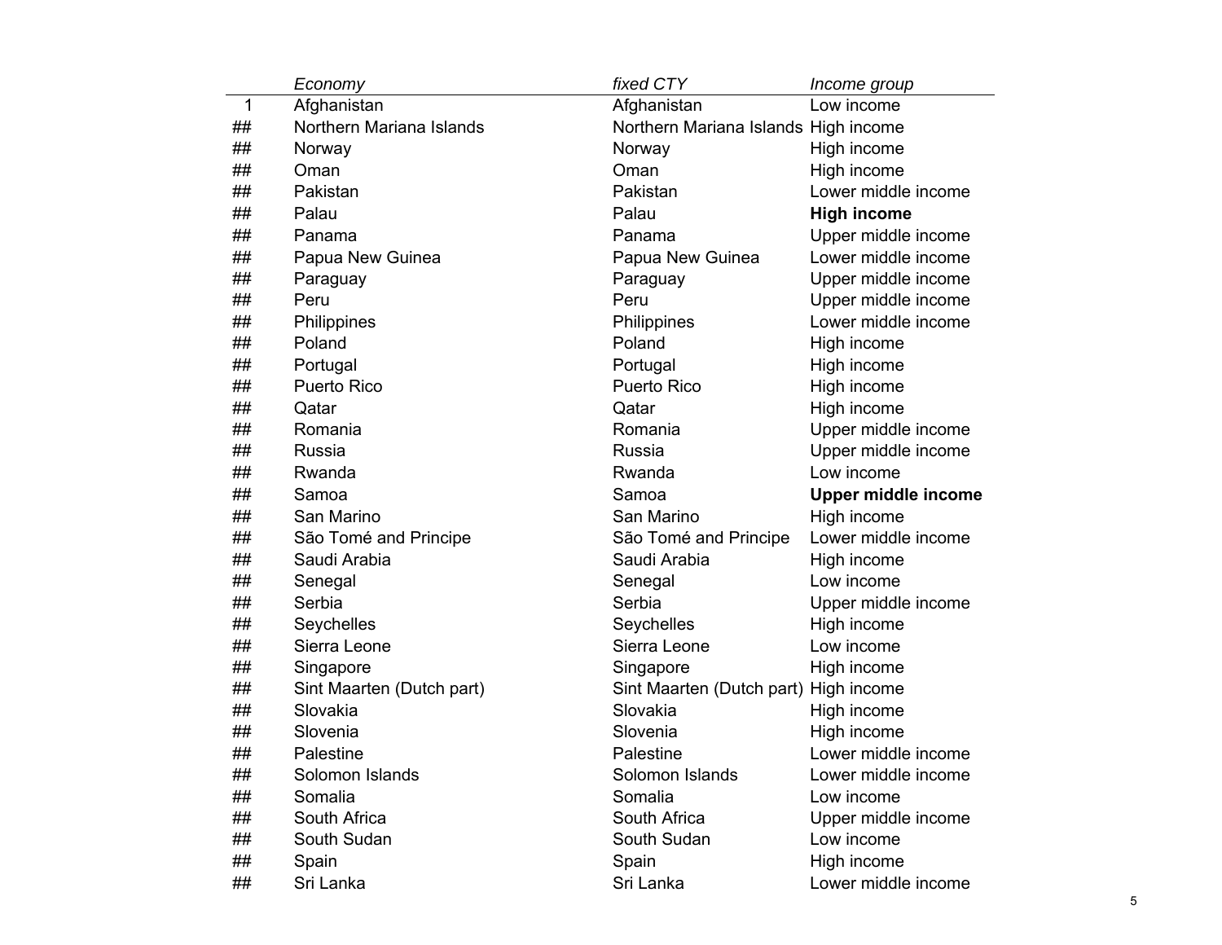| | *Economy* | *fixed CTY* | *Income group* |
|---|---|---|---|
| 1 | Afghanistan | Afghanistan | Low income |
| ## | Northern Mariana Islands | Northern Mariana Islands | High income |
| ## | Norway | Norway | High income |
| ## | Oman | Oman | High income |
| ## | Pakistan | Pakistan | Lower middle income |
| ## | Palau | Palau | **High income** |
| ## | Panama | Panama | Upper middle income |
| ## | Papua New Guinea | Papua New Guinea | Lower middle income |
| ## | Paraguay | Paraguay | Upper middle income |
| ## | Peru | Peru | Upper middle income |
| ## | Philippines | Philippines | Lower middle income |
| ## | Poland | Poland | High income |
| ## | Portugal | Portugal | High income |
| ## | Puerto Rico | Puerto Rico | High income |
| ## | Qatar | Qatar | High income |
| ## | Romania | Romania | Upper middle income |
| ## | Russia | Russia | Upper middle income |
| ## | Rwanda | Rwanda | Low income |
| ## | Samoa | Samoa | **Upper middle income** |
| ## | San Marino | San Marino | High income |
| ## | São Tomé and Principe | São Tomé and Principe | Lower middle income |
| ## | Saudi Arabia | Saudi Arabia | High income |
| ## | Senegal | Senegal | Low income |
| ## | Serbia | Serbia | Upper middle income |
| ## | Seychelles | Seychelles | High income |
| ## | Sierra Leone | Sierra Leone | Low income |
| ## | Singapore | Singapore | High income |
| ## | Sint Maarten (Dutch part) | Sint Maarten (Dutch part) | High income |
| ## | Slovakia | Slovakia | High income |
| ## | Slovenia | Slovenia | High income |
| ## | Palestine | Palestine | Lower middle income |
| ## | Solomon Islands | Solomon Islands | Lower middle income |
| ## | Somalia | Somalia | Low income |
| ## | South Africa | South Africa | Upper middle income |
| ## | South Sudan | South Sudan | Low income |
| ## | Spain | Spain | High income |
| ## | Sri Lanka | Sri Lanka | Lower middle income |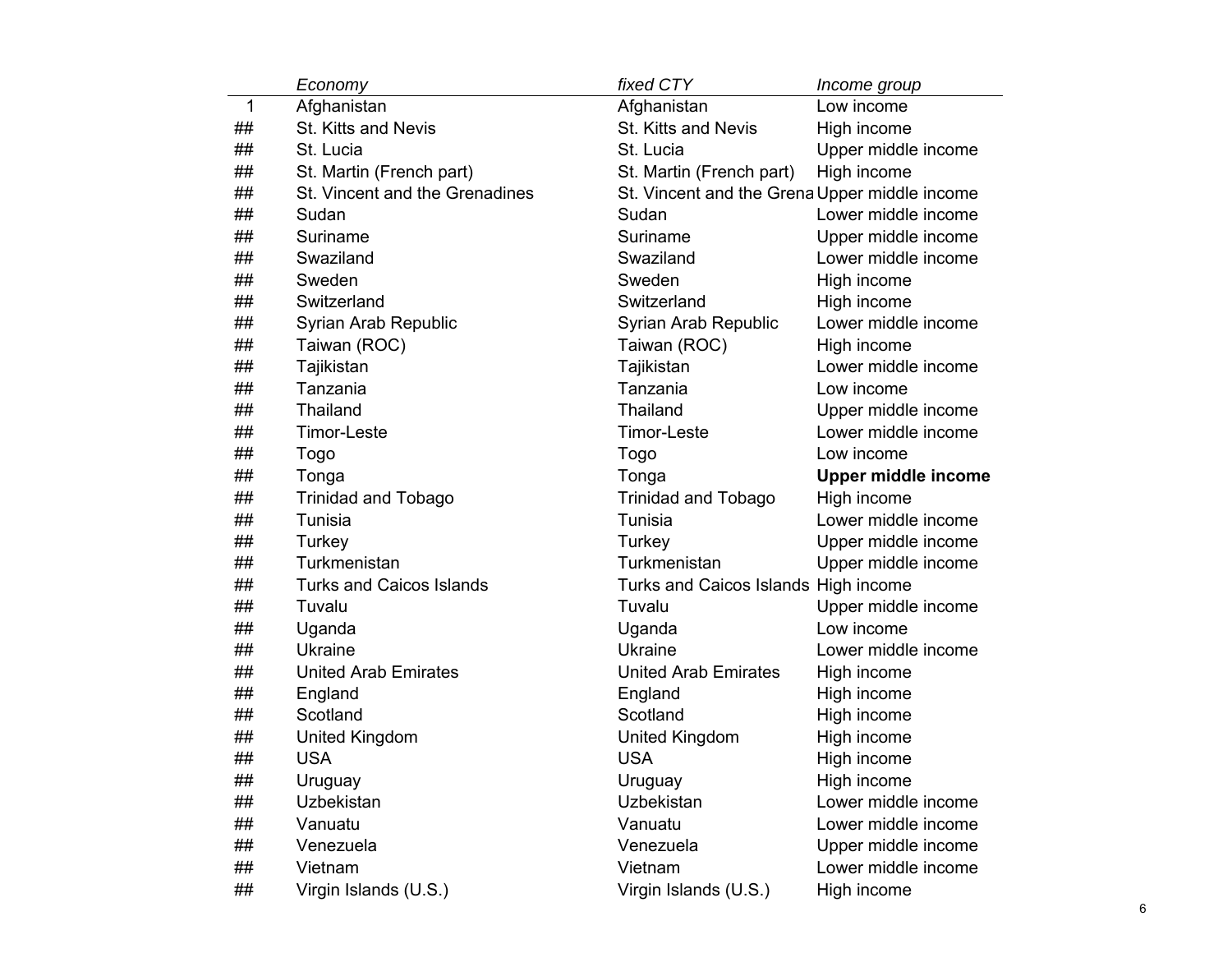| | *Economy* | *fixed CTY* | *Income group* |
|---|---|---|---|
| 1 | Afghanistan | Afghanistan | Low income |
| ## | St. Kitts and Nevis | St. Kitts and Nevis | High income |
| ## | St. Lucia | St. Lucia | Upper middle income |
| ## | St. Martin (French part) | St. Martin (French part) | High income |
| ## | St. Vincent and the Grenadines | St. Vincent and the Grena | Upper middle income |
| ## | Sudan | Sudan | Lower middle income |
| ## | Suriname | Suriname | Upper middle income |
| ## | Swaziland | Swaziland | Lower middle income |
| ## | Sweden | Sweden | High income |
| ## | Switzerland | Switzerland | High income |
| ## | Syrian Arab Republic | Syrian Arab Republic | Lower middle income |
| ## | Taiwan (ROC) | Taiwan (ROC) | High income |
| ## | Tajikistan | Tajikistan | Lower middle income |
| ## | Tanzania | Tanzania | Low income |
| ## | Thailand | Thailand | Upper middle income |
| ## | Timor-Leste | Timor-Leste | Lower middle income |
| ## | Togo | Togo | Low income |
| ## | Tonga | Tonga | **Upper middle income** |
| ## | Trinidad and Tobago | Trinidad and Tobago | High income |
| ## | Tunisia | Tunisia | Lower middle income |
| ## | Turkey | Turkey | Upper middle income |
| ## | Turkmenistan | Turkmenistan | Upper middle income |
| ## | Turks and Caicos Islands | Turks and Caicos Islands | High income |
| ## | Tuvalu | Tuvalu | Upper middle income |
| ## | Uganda | Uganda | Low income |
| ## | Ukraine | Ukraine | Lower middle income |
| ## | United Arab Emirates | United Arab Emirates | High income |
| ## | England | England | High income |
| ## | Scotland | Scotland | High income |
| ## | United Kingdom | United Kingdom | High income |
| ## | USA | USA | High income |
| ## | Uruguay | Uruguay | High income |
| ## | Uzbekistan | Uzbekistan | Lower middle income |
| ## | Vanuatu | Vanuatu | Lower middle income |
| ## | Venezuela | Venezuela | Upper middle income |
| ## | Vietnam | Vietnam | Lower middle income |
| ## | Virgin Islands (U.S.) | Virgin Islands (U.S.) | High income |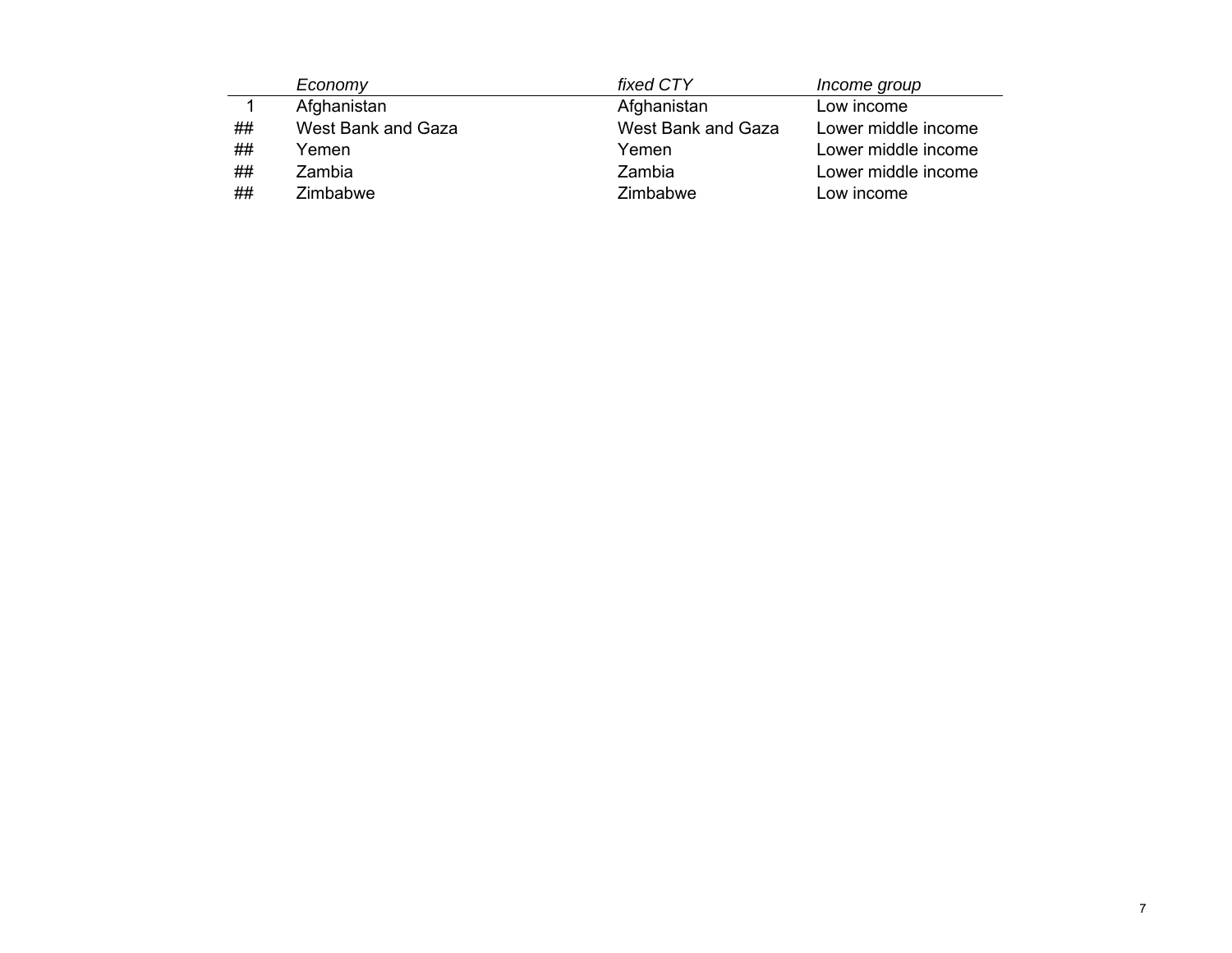| | *Economy* | *fixed CTY* | *Income group* |
|---|---|---|---|
| 1 | Afghanistan | Afghanistan | Low income |
| ## | West Bank and Gaza | West Bank and Gaza | Lower middle income |
| ## | Yemen | Yemen | Lower middle income |
| ## | Zambia | Zambia | Lower middle income |
| ## | Zimbabwe | Zimbabwe | Low income |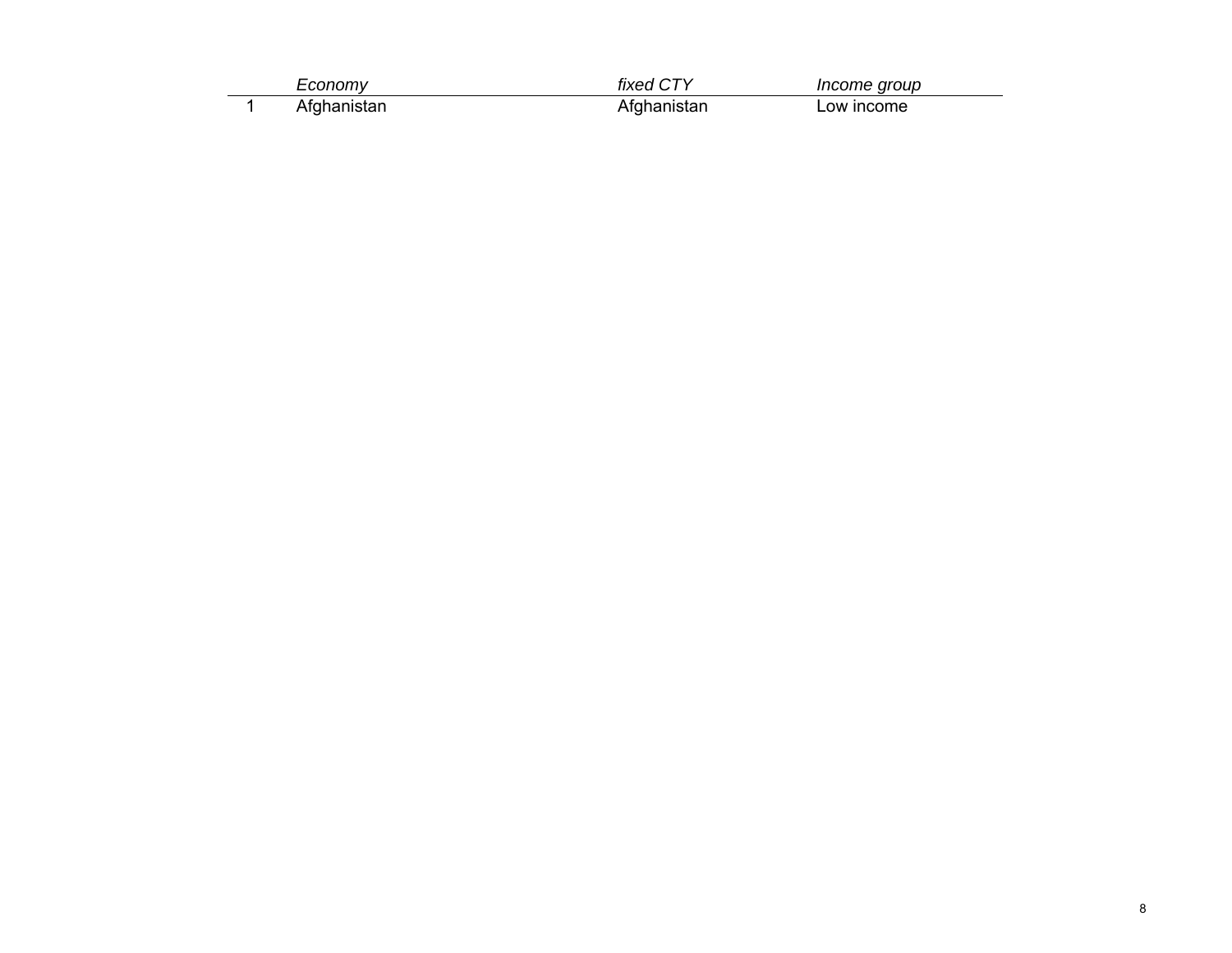| | *Economy* | *fixed CTY* | *Income group* |
|---|---|---|---|
| 1 | Afghanistan | Afghanistan | Low income |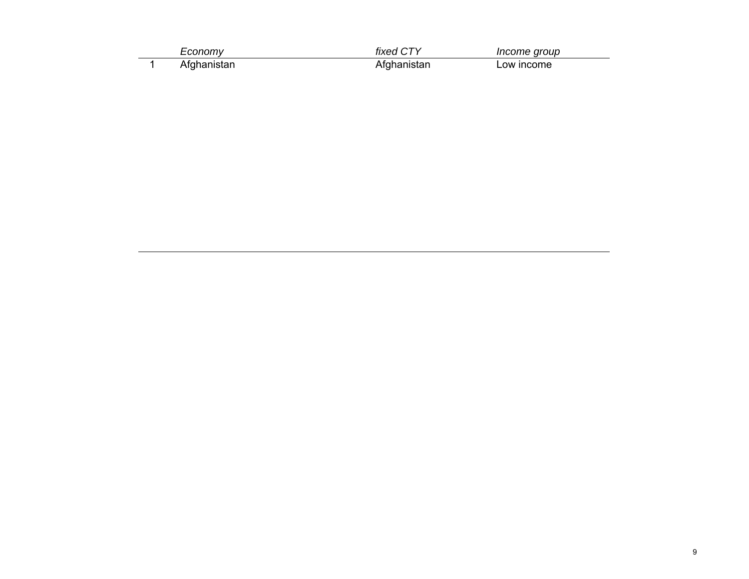|   | *Economy* | *fixed CTY* | *Income group* |
|---|---|---|---|
| 1 | Afghanistan | Afghanistan | Low income |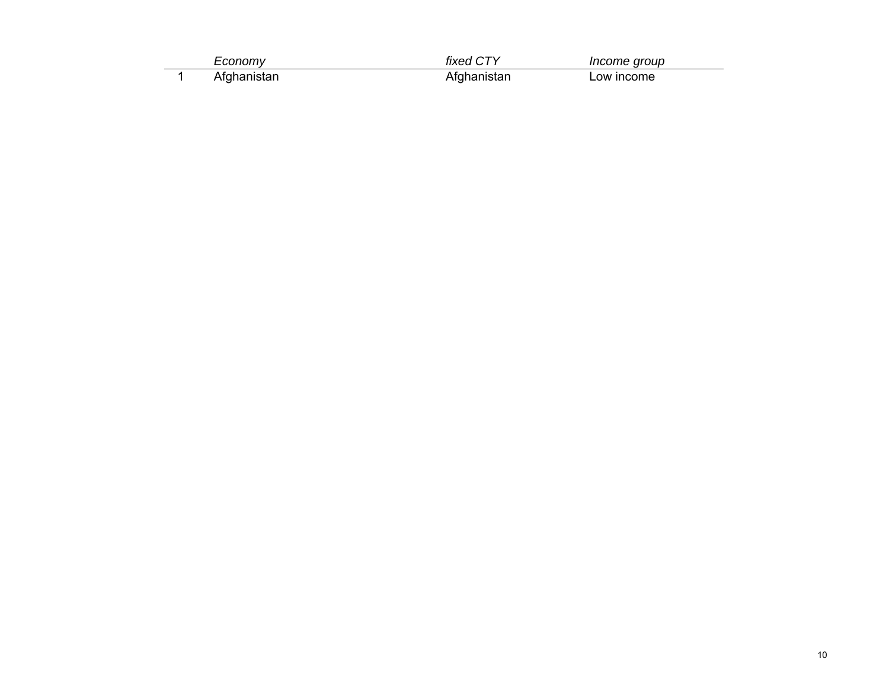| | *Economy* | *fixed CTY* | *Income group* |
|---|---|---|---|
| 1 | Afghanistan | Afghanistan | Low income |